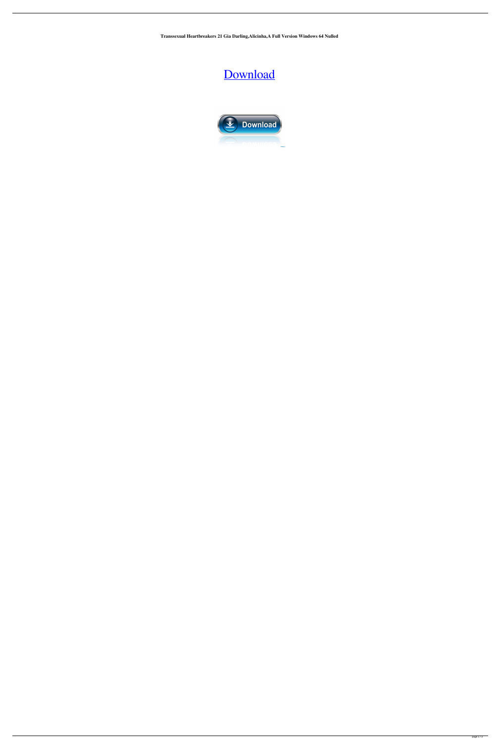**Transsexual Heartbreakers 21 Gia Darling,Alicinha,A Full Version Windows 64 Nulled**

Download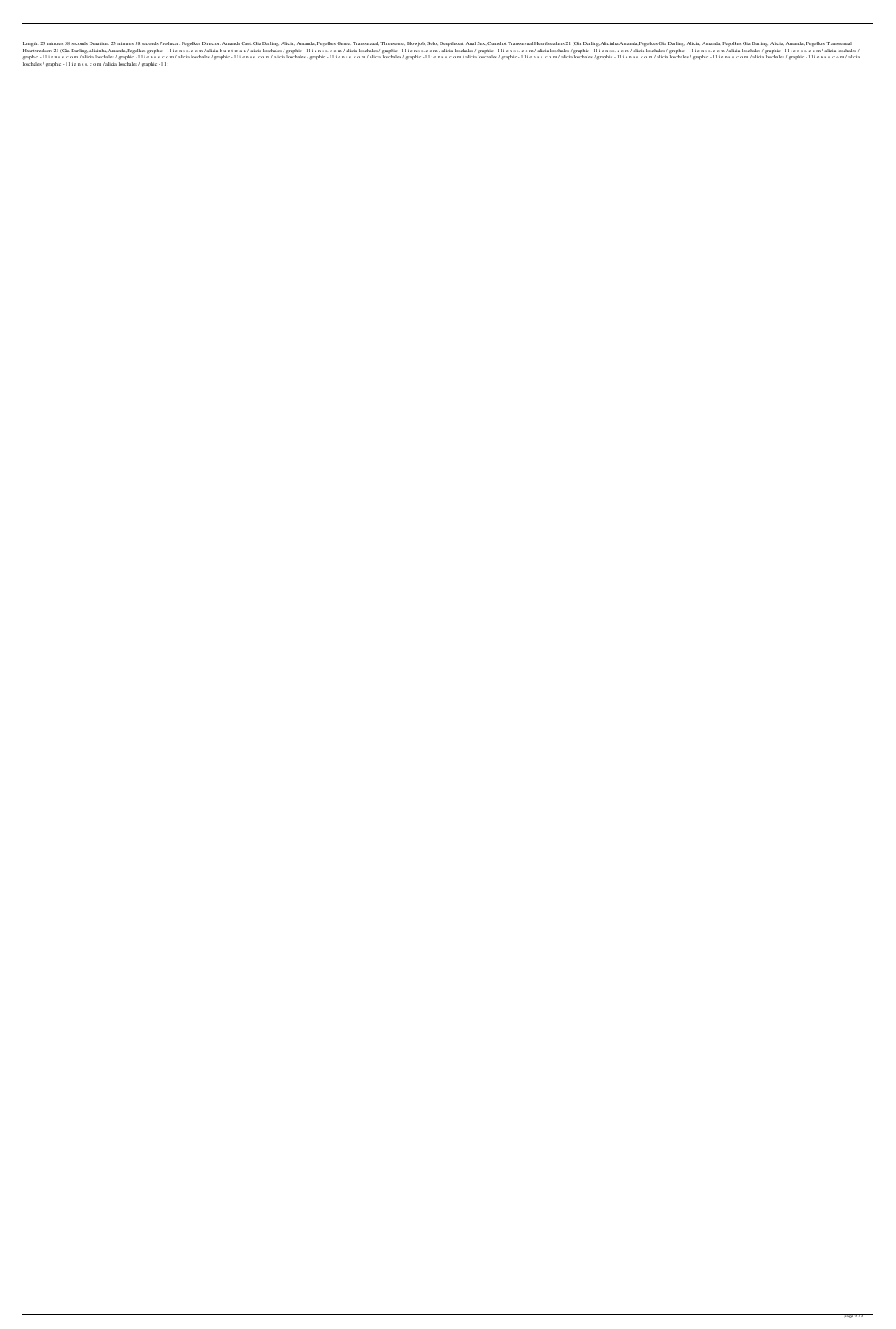Length: 23 minutes 58 seconds Duration: 23 minutes 58 seconds Producer: Fegolkos Director: Amanda Cast: Gia Darling, Alicia, Amanda, Fegolkos Genre: Transsexual, Threesome, Blowjob, Solo, Deepthroat, Anal Sex, Cumshot Transsexual Heartbreakers 21 (Gia Darling,Alicinha,Amanda,Fegolkos Gia Darling, Alicia, Amanda, Fegolkos Gia Darling, Alicia, Amanda, Fegolkos Transsexual Heartbreakers 21 (Gia Darling,Alicinha,Amanda,Fegolkos graphic - l l i e n s s. c o m / alicia b u n t m a n / alicia loschales / graphic - l l i e n s s. c o m / alicia loschales / graphic - l l i e n s s. c o m / alicia loschales / graphic - l l i e n s s. c o m / alicia loschales / graphic - l l i e n s s. c o m / alicia loschales / graphic - l l i e n s s. c o m / alicia loschales / graphic - l l i e n s s. c o m / alicia loschales / graphic - l l i e n s s. c o m / alicia loschales / graphic - l l i e n s s. c o m / alicia loschales / graphic - l l i e n s s. c o m / alicia loschales / graphic - l l i e n s s. c o m / alicia loschales / graphic - l l i e n s s. c o m / alicia loschales / graphic - l l i e n s s. c o m / alicia loschales / graphic - l l i e n s s. c o m / alicia loschales / graphic - l l i e n s s. c o m / alicia loschales / graphic - l l i e n s s. c o m / alicia loschales / graphic - l l i e n s s. c o m / alicia loschales / graphic - l l i e n s s. c o m / alicia loschales / graphic - l l i e n s s. c o m / alicia loschales / graphic - l l i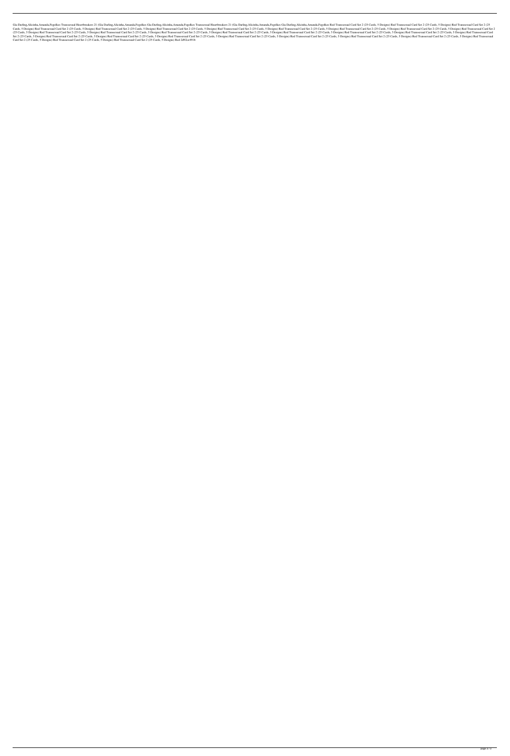Gia Darling,Alicinha,Amanda,Fegolkes Transsexual Heartbreakers 21 (Gia Darling,Alicinha,Amanda,Fegolkes Gia Darling,Alicinha,Amanda,Fegolkes Transsexual Heartbreakers 21 (Gia Darling,Alicinha,Amanda,Fegolkes Gia Darling,Alicinha,Amanda,Fegolkes Red Transsexual Card Set 2 (25 Cards, 5 Designs) Red Transsexual Card Set 2 (25 Cards, 5 Designs) Red Transsexual Card Set 2 (25 Cards, 5 Designs) Red Transsexual Card Set 2 (25 Cards, 5 Designs) Red Transsexual Card Set 2 (25 Cards, 5 Designs) Red Transsexual Card Set 2 (25 Cards, 5 Designs) Red Transsexual Card Set 2 (25 Cards, 5 Designs) Red Transsexual Card Set 2 (25 Cards, 5 Designs) Red Transsexual Card Set 2 (25 Cards, 5 Designs) Red Transsexual Card Set 2 (25 Cards, 5 Designs) Red Transsexual Card Set 2 (25 Cards, 5 Designs) Red Transsexual Card Set 2 (25 Cards, 5 Designs) Red Transsexual Card Set 2 (25 Cards, 5 Designs) Red Transsexual Card Set 2 (25 Cards, 5 Designs) Red Transsexual Card Set 2 (25 Cards, 5 Designs) Red Transsexual Card Set 2 (25 Cards, 5 Designs) Red Transsexual Card Set 2 (25 Cards, 5 Designs) Red Transsexual Card Set 2 (25 Cards, 5 Designs) Red Transsexual Card Set 2 (25 Cards, 5 Designs) Red Transsexual Card Set 2 (25 Cards, 5 Designs) Red Transsexual Card Set 2 (25 Cards, 5 Designs) Red Transsexual Card Set 2 (25 Cards, 5 Designs) Red Transsexual Card Set 2 (25 Cards, 5 Designs) Red Transsexual Card Set 2 (25 Cards, 5 Designs) Red Transsexual Card Set 2 (25 Cards, 5 Designs) Red Transsexual Card Set 2 (25 Cards, 5 Designs) Red Transsexual Card Set 2 (25 Cards, 5 Designs) Red Transsexual Card Set 2 (25 Cards, 5 Designs) Red Transsexual Card Set 2 (25 Cards, 5 Designs) Red Transsexual Card Set 2 (25 Cards, 5 Designs) Red Transsexual Card Set 2 (25 Cards, 5 Designs) Red Transsexual Card Set 2 (25 Cards, 5 Designs) Red 2d92ce491b